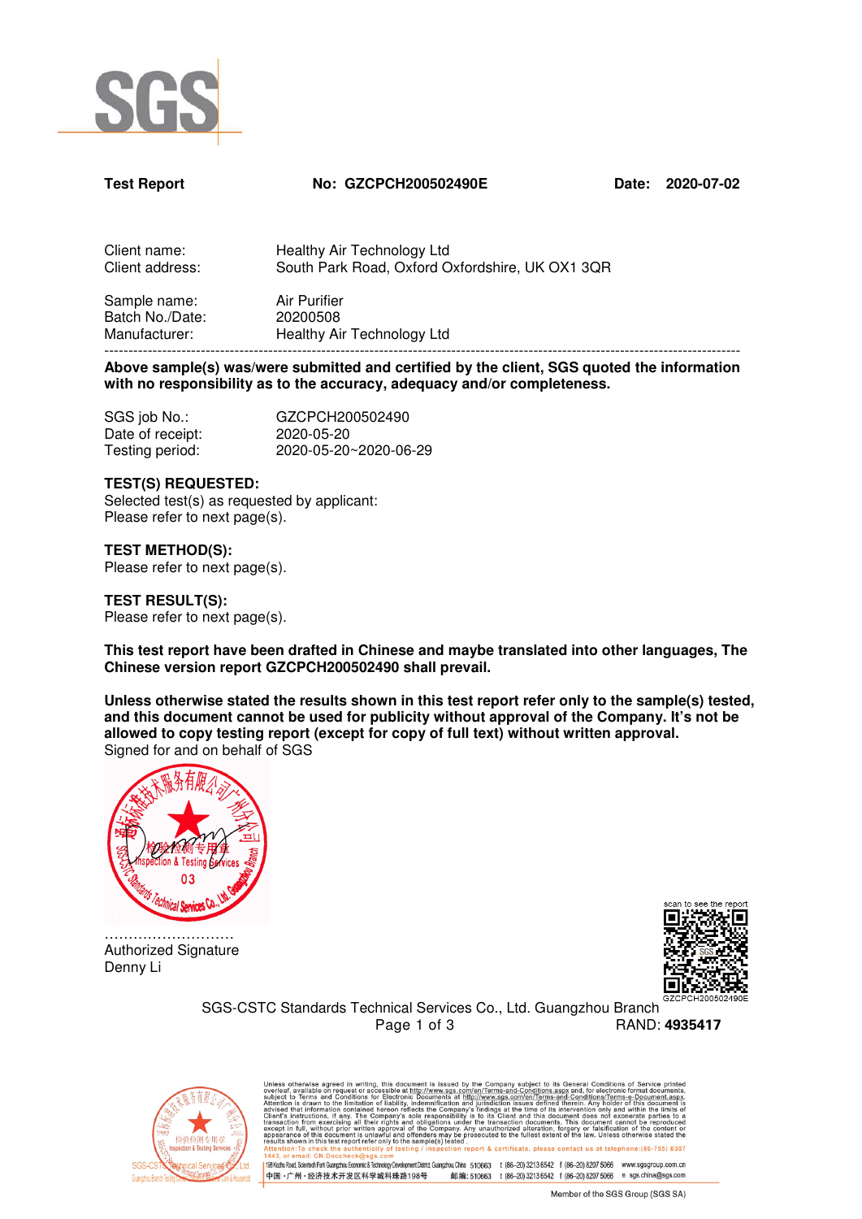SGS

**Test Report** **No: GZCPCH200502490E** **Date: 2020-07-02**

| | |
|---|---|
| Client name: | Healthy Air Technology Ltd |
| Client address: | South Park Road, Oxford Oxfordshire, UK OX1 3QR |
| Sample name: | Air Purifier |
| Batch No./Date: | 20200508 |
| Manufacturer: | Healthy Air Technology Ltd |

---

**Above sample(s) was/were submitted and certified by the client, SGS quoted the information with no responsibility as to the accuracy, adequacy and/or completeness.**

| | |
|---|---|
| SGS job No.: | GZCPCH200502490 |
| Date of receipt: | 2020-05-20 |
| Testing period: | 2020-05-20~2020-06-29 |

**TEST(S) REQUESTED:**
Selected test(s) as requested by applicant:
Please refer to next page(s).

**TEST METHOD(S):**
Please refer to next page(s).

**TEST RESULT(S):**
Please refer to next page(s).

**This test report have been drafted in Chinese and maybe translated into other languages, The Chinese version report GZCPCH200502490 shall prevail.**

**Unless otherwise stated the results shown in this test report refer only to the sample(s) tested, and this document cannot be used for publicity without approval of the Company. It's not be allowed to copy testing report (except for copy of full text) without written approval.**
Signed for and on behalf of SGS

通标标准技术服务有限公司广州分公司 检验检测专用章 Inspection & Testing Services 03 SGS-CSTC Standards Technical Services Co., Ltd. Guangzhou Branch

..........................
Authorized Signature
Denny Li

scan to see the report
GZCPCH200502490E

SGS-CSTC Standards Technical Services Co., Ltd. Guangzhou Branch

RAND: **4935417**

Unless otherwise agreed in writing, this document is issued by the Company subject to its General Conditions of Service printed overleaf, available on request or accessible at http://www.sgs.com/en/Terms-and-Conditions.aspx and, for electronic format documents, subject to Terms and Conditions for Electronic Documents at http://www.sgs.com/en/Terms-and-Conditions/Terms-e-Document.aspx. Attention is drawn to the limitation of liability, indemnification and jurisdiction issues defined therein. Any holder of this document is advised that information contained hereon reflects the Company's findings at the time of its intervention only and within the limits of Client's instructions, if any. The Company's sole responsibility is to its Client and this document does not exonerate parties to a transaction from exercising all their rights and obligations under the transaction documents. This document cannot be reproduced except in full, without prior written approval of the Company. Any unauthorized alteration, forgery or falsification of the content or appearance of this document is unlawful and offenders may be prosecuted to the fullest extent of the law. Unless otherwise stated the results shown in this test report refer only to the sample(s) tested.
Attention: To check the authenticity of testing / inspection report & certificate, please contact us at telephone: (86-755) 8307 1443, or email: CN.Doccheck@sgs.com

198 Kezhu Road, Scientech Park Guangzhou Economic & Technology Development District, Guangzhou, China 510663 t (86-20) 3213 6542 f (86-20) 8207 5066 www.sgsgroup.com.cn
中国・广州・经济技术开发区科学城科珠路198号 邮编: 510663 t (86-20) 3213 6542 f (86-20) 8207 5066 e sgs.china@sgs.com

Member of the SGS Group (SGS SA)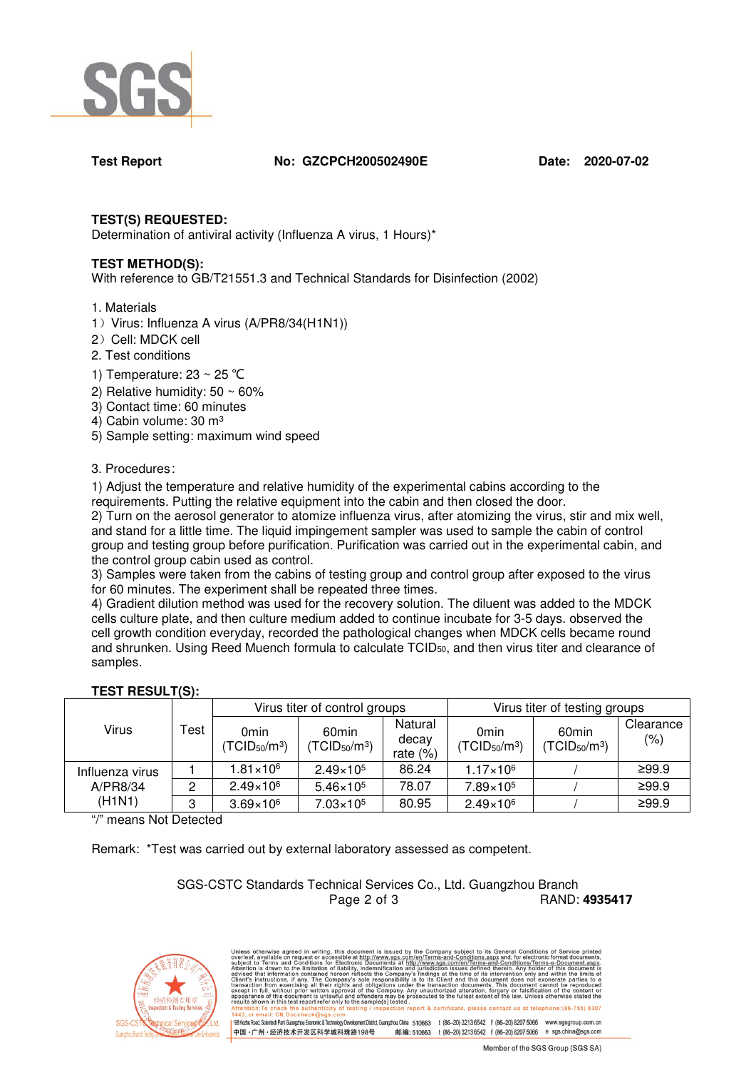**Test Report** **No: GZCPCH200502490E** **Date: 2020-07-02**

**TEST(S) REQUESTED:**
Determination of antiviral activity (Influenza A virus, 1 Hours)*

**TEST METHOD(S):**
With reference to GB/T21551.3 and Technical Standards for Disinfection (2002)

1. Materials
1）Virus: Influenza A virus (A/PR8/34(H1N1))
2）Cell: MDCK cell
2. Test conditions
1) Temperature: 23 ~ 25 ℃
2) Relative humidity: 50 ~ 60%
3) Contact time: 60 minutes
4) Cabin volume: 30 $m^3$
5) Sample setting: maximum wind speed

3. Procedures：
1) Adjust the temperature and relative humidity of the experimental cabins according to the requirements. Putting the relative equipment into the cabin and then closed the door.
2) Turn on the aerosol generator to atomize influenza virus, after atomizing the virus, stir and mix well, and stand for a little time. The liquid impingement sampler was used to sample the cabin of control group and testing group before purification. Purification was carried out in the experimental cabin, and the control group cabin used as control.
3) Samples were taken from the cabins of testing group and control group after exposed to the virus for 60 minutes. The experiment shall be repeated three times.
4) Gradient dilution method was used for the recovery solution. The diluent was added to the MDCK cells culture plate, and then culture medium added to continue incubate for 3-5 days. observed the cell growth condition everyday, recorded the pathological changes when MDCK cells became round and shrunken. Using Reed Muench formula to calculate $TCID_{50}$, and then virus titer and clearance of samples.

**TEST RESULT(S):**

| Virus | Test | Virus titer of control groups | | | Virus titer of testing groups | | |
|---|---|---|---|---|---|---|---|
| | | 0min ($TCID_{50}/m^3$) | 60min ($TCID_{50}/m^3$) | Natural decay rate (%) | 0min ($TCID_{50}/m^3$) | 60min ($TCID_{50}/m^3$) | Clearance (%) |
| Influenza virus A/PR8/34 (H1N1) | 1 | $1.81 \times 10^6$ | $2.49 \times 10^5$ | 86.24 | $1.17 \times 10^6$ | / | ≥99.9 |
| | 2 | $2.49 \times 10^6$ | $5.46 \times 10^5$ | 78.07 | $7.89 \times 10^5$ | / | ≥99.9 |
| | 3 | $3.69 \times 10^6$ | $7.03 \times 10^5$ | 80.95 | $2.49 \times 10^6$ | / | ≥99.9 |

"/" means Not Detected

Remark: *Test was carried out by external laboratory assessed as competent.

SGS-CSTC Standards Technical Services Co., Ltd. Guangzhou Branch

RAND: **4935417**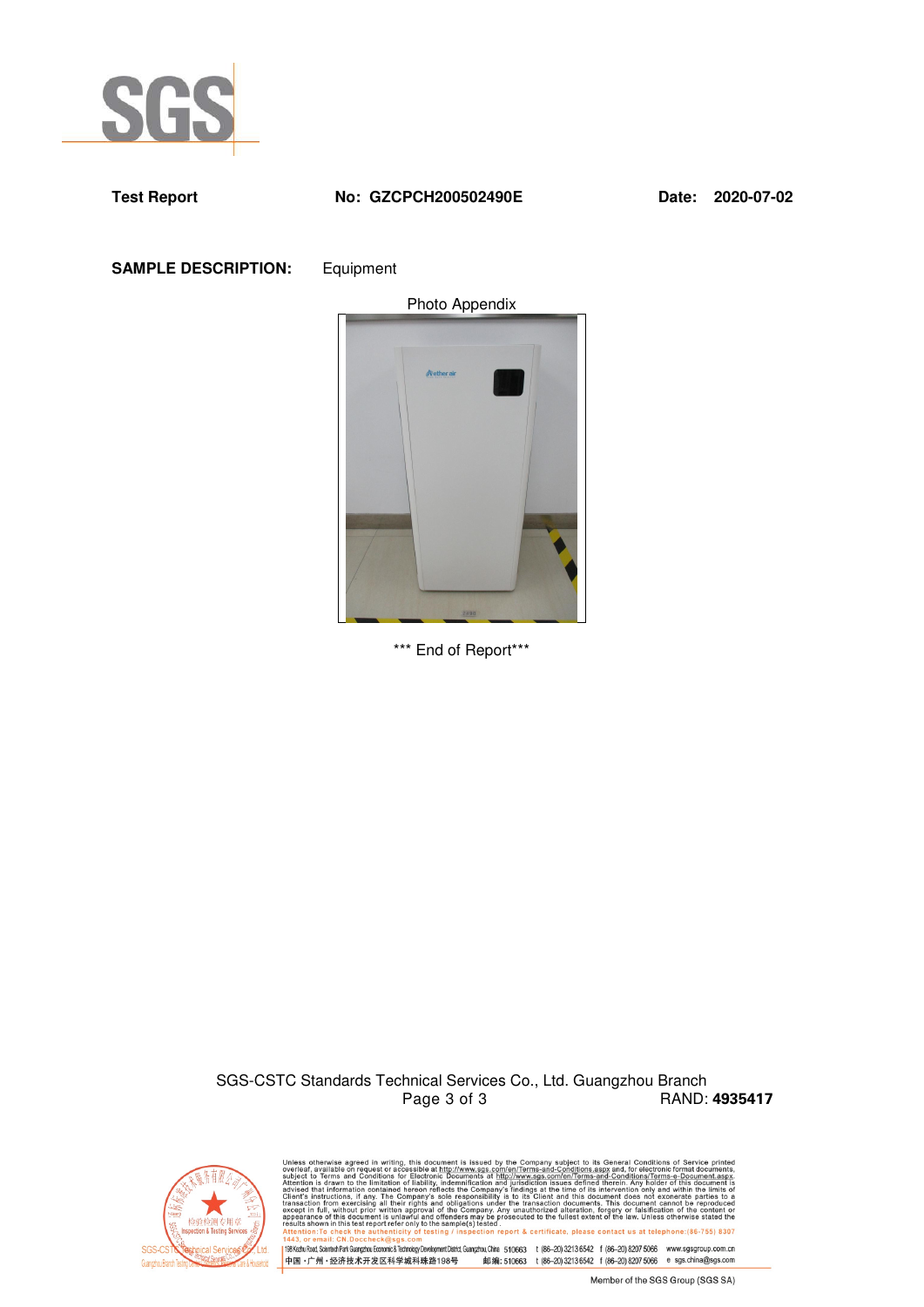**Test Report** **No: GZCPCH200502490E** **Date: 2020-07-02**

**SAMPLE DESCRIPTION:** Equipment

Photo Appendix

*** End of Report***